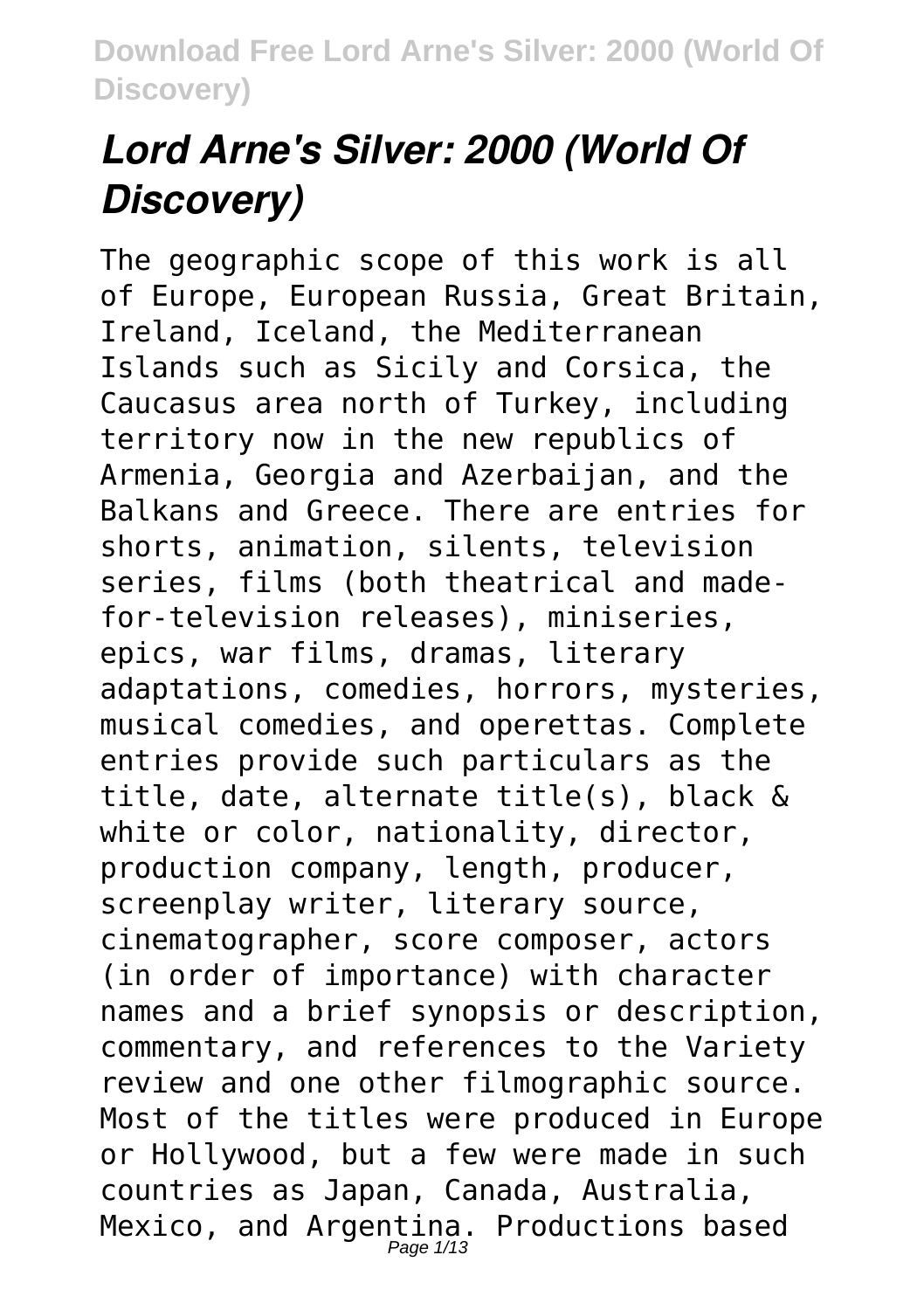# *Lord Arne's Silver: 2000 (World Of Discovery)*

The geographic scope of this work is all of Europe, European Russia, Great Britain, Ireland, Iceland, the Mediterranean Islands such as Sicily and Corsica, the Caucasus area north of Turkey, including territory now in the new republics of Armenia, Georgia and Azerbaijan, and the Balkans and Greece. There are entries for shorts, animation, silents, television series, films (both theatrical and made-for-television releases), miniseries, epics, war films, dramas, literary adaptations, comedies, horrors, mysteries, musical comedies, and operettas. Complete entries provide such particulars as the title, date, alternate title(s), black & white or color, nationality, director, production company, length, producer, screenplay writer, literary source, cinematographer, score composer, actors (in order of importance) with character names and a brief synopsis or description, commentary, and references to the Variety review and one other filmographic source. Most of the titles were produced in Europe or Hollywood, but a few were made in such countries as Japan, Canada, Australia, Mexico, and Argentina. Productions based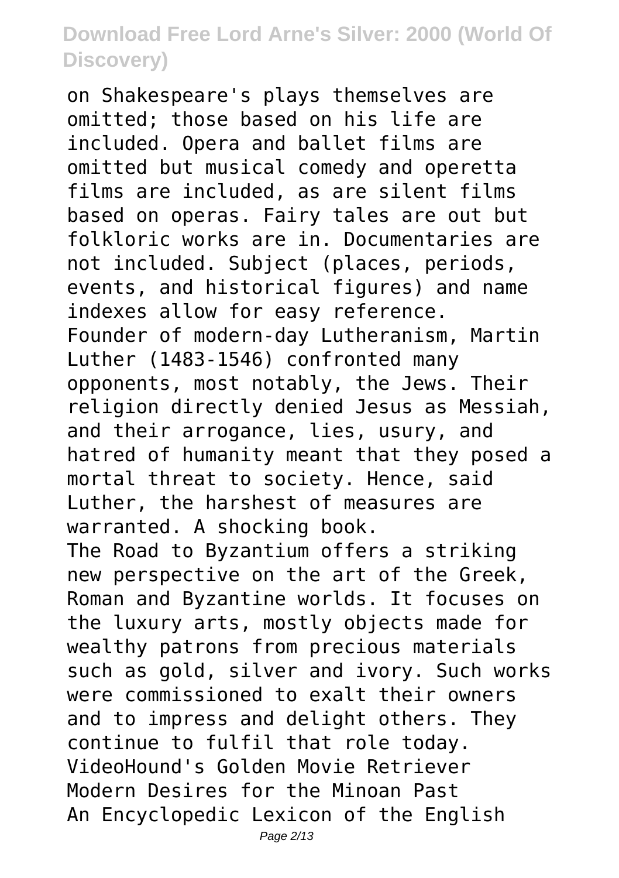on Shakespeare's plays themselves are omitted; those based on his life are included. Opera and ballet films are omitted but musical comedy and operetta films are included, as are silent films based on operas. Fairy tales are out but folkloric works are in. Documentaries are not included. Subject (places, periods, events, and historical figures) and name indexes allow for easy reference.

Founder of modern-day Lutheranism, Martin Luther (1483-1546) confronted many opponents, most notably, the Jews. Their religion directly denied Jesus as Messiah, and their arrogance, lies, usury, and hatred of humanity meant that they posed a mortal threat to society. Hence, said Luther, the harshest of measures are warranted. A shocking book.

The Road to Byzantium offers a striking new perspective on the art of the Greek, Roman and Byzantine worlds. It focuses on the luxury arts, mostly objects made for wealthy patrons from precious materials such as gold, silver and ivory. Such works were commissioned to exalt their owners and to impress and delight others. They continue to fulfil that role today.

VideoHound's Golden Movie Retriever

Modern Desires for the Minoan Past

An Encyclopedic Lexicon of the English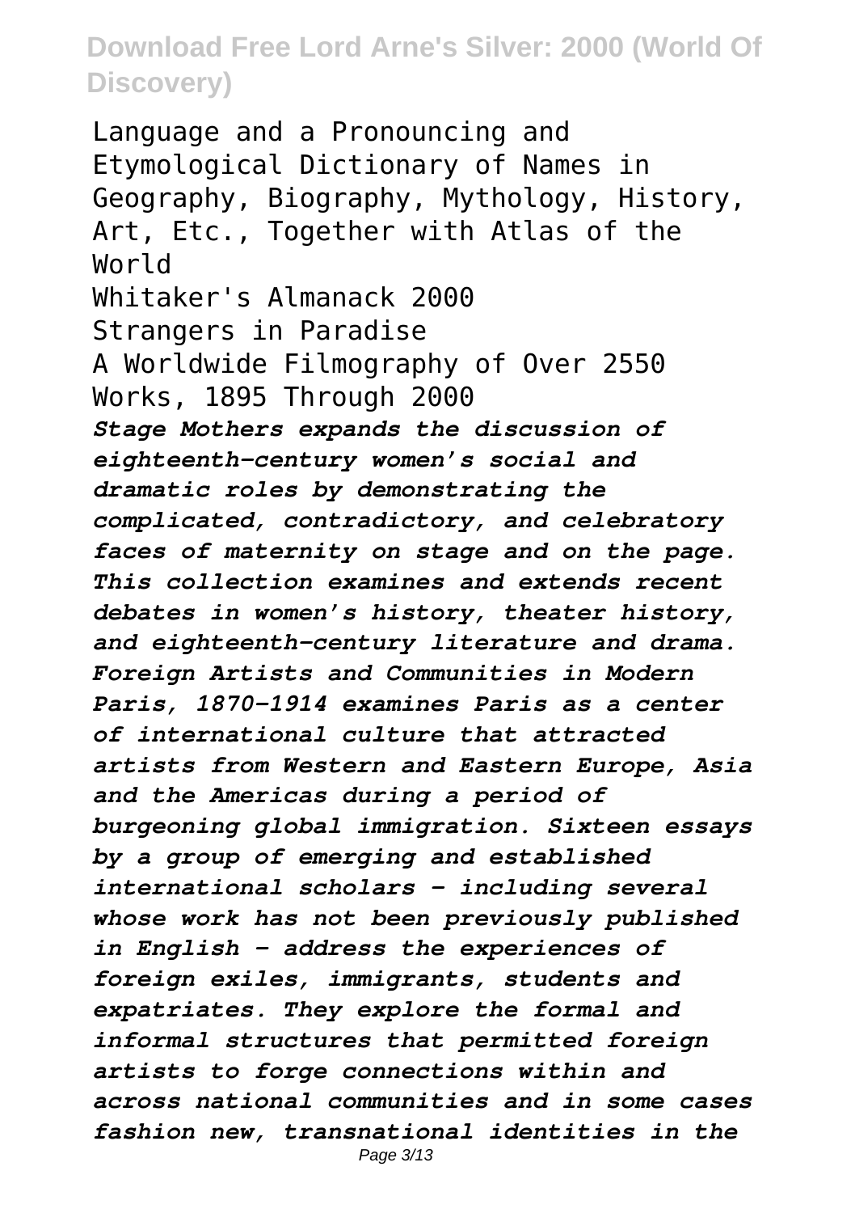Language and a Pronouncing and Etymological Dictionary of Names in Geography, Biography, Mythology, History, Art, Etc., Together with Atlas of the World

Whitaker's Almanack 2000

Strangers in Paradise

A Worldwide Filmography of Over 2550 Works, 1895 Through 2000

***Stage Mothers expands the discussion of eighteenth-century women's social and dramatic roles by demonstrating the complicated, contradictory, and celebratory faces of maternity on stage and on the page. This collection examines and extends recent debates in women's history, theater history, and eighteenth-century literature and drama.***

***Foreign Artists and Communities in Modern Paris, 1870-1914 examines Paris as a center of international culture that attracted artists from Western and Eastern Europe, Asia and the Americas during a period of burgeoning global immigration. Sixteen essays by a group of emerging and established international scholars - including several whose work has not been previously published in English - address the experiences of foreign exiles, immigrants, students and expatriates. They explore the formal and informal structures that permitted foreign artists to forge connections within and across national communities and in some cases fashion new, transnational identities in the***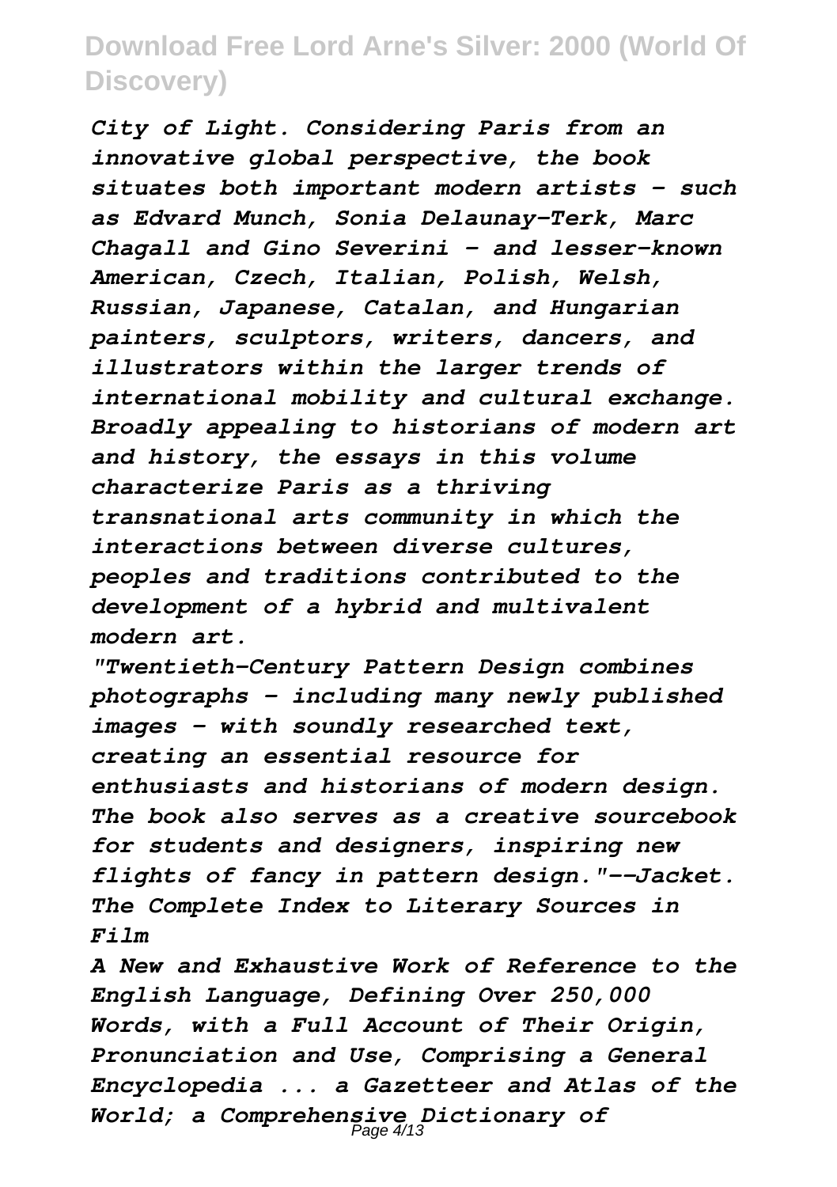*City of Light. Considering Paris from an innovative global perspective, the book situates both important modern artists - such as Edvard Munch, Sonia Delaunay-Terk, Marc Chagall and Gino Severini - and lesser-known American, Czech, Italian, Polish, Welsh, Russian, Japanese, Catalan, and Hungarian painters, sculptors, writers, dancers, and illustrators within the larger trends of international mobility and cultural exchange. Broadly appealing to historians of modern art and history, the essays in this volume characterize Paris as a thriving transnational arts community in which the interactions between diverse cultures, peoples and traditions contributed to the development of a hybrid and multivalent modern art.*

*"Twentieth-Century Pattern Design combines photographs - including many newly published images - with soundly researched text, creating an essential resource for enthusiasts and historians of modern design. The book also serves as a creative sourcebook for students and designers, inspiring new flights of fancy in pattern design."--Jacket.*

***The Complete Index to Literary Sources in Film***

***A New and Exhaustive Work of Reference to the English Language, Defining Over 250,000 Words, with a Full Account of Their Origin, Pronunciation and Use, Comprising a General Encyclopedia ... a Gazetteer and Atlas of the World; a Comprehensive Dictionary of***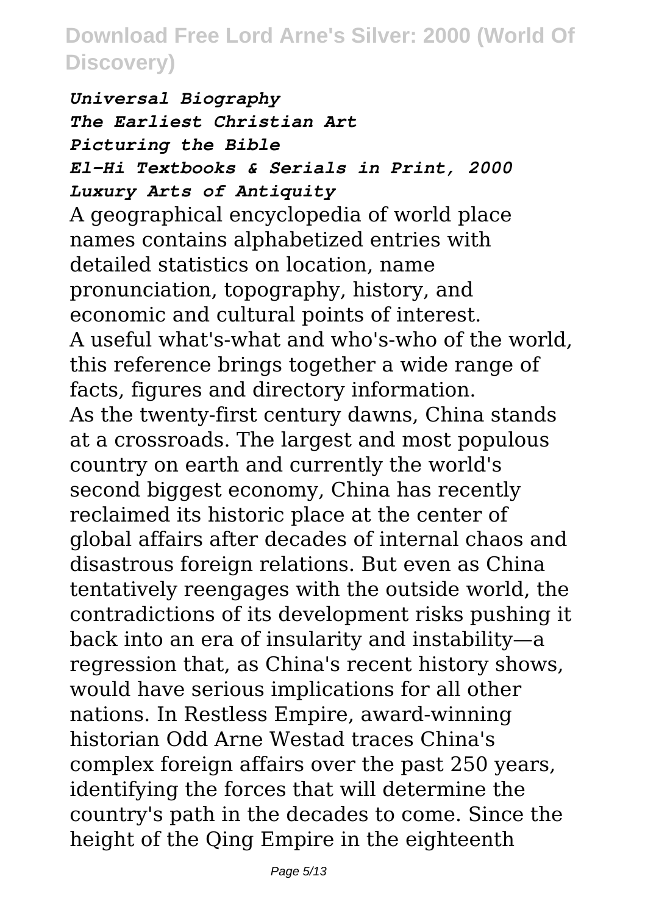*Universal Biography*
*The Earliest Christian Art*
*Picturing the Bible*
*El-Hi Textbooks & Serials in Print, 2000*
*Luxury Arts of Antiquity*

A geographical encyclopedia of world place names contains alphabetized entries with detailed statistics on location, name pronunciation, topography, history, and economic and cultural points of interest.

A useful what's-what and who's-who of the world, this reference brings together a wide range of facts, figures and directory information.

As the twenty-first century dawns, China stands at a crossroads. The largest and most populous country on earth and currently the world's second biggest economy, China has recently reclaimed its historic place at the center of global affairs after decades of internal chaos and disastrous foreign relations. But even as China tentatively reengages with the outside world, the contradictions of its development risks pushing it back into an era of insularity and instability—a regression that, as China's recent history shows, would have serious implications for all other nations. In Restless Empire, award-winning historian Odd Arne Westad traces China's complex foreign affairs over the past 250 years, identifying the forces that will determine the country's path in the decades to come. Since the height of the Qing Empire in the eighteenth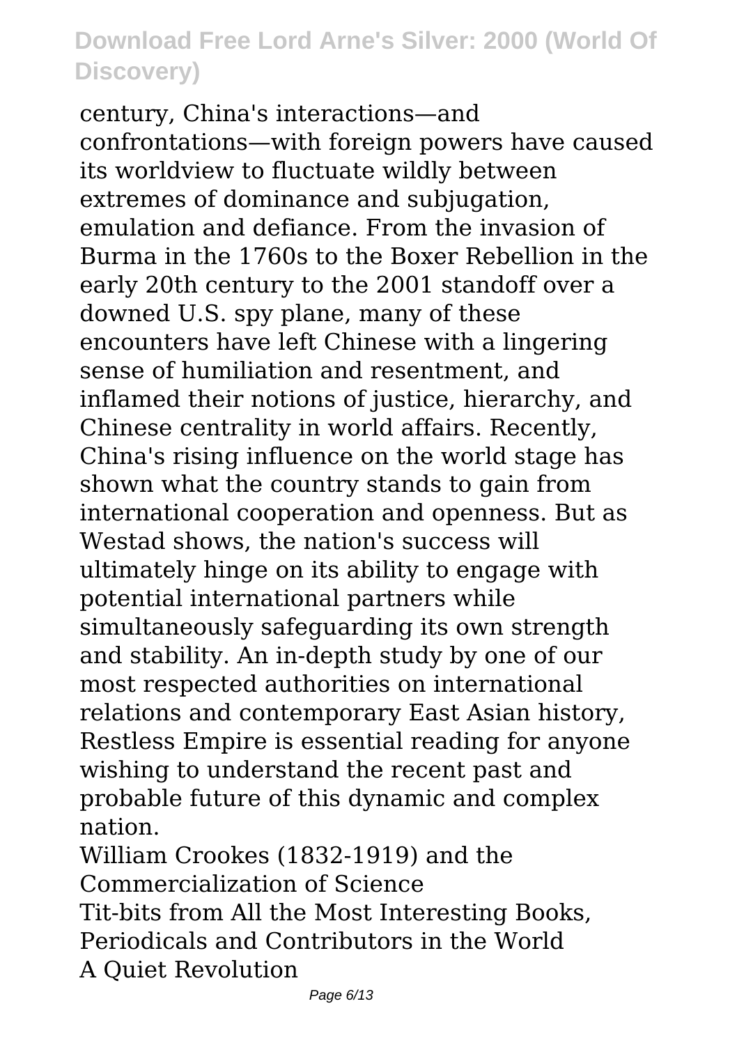century, China's interactions—and confrontations—with foreign powers have caused its worldview to fluctuate wildly between extremes of dominance and subjugation, emulation and defiance. From the invasion of Burma in the 1760s to the Boxer Rebellion in the early 20th century to the 2001 standoff over a downed U.S. spy plane, many of these encounters have left Chinese with a lingering sense of humiliation and resentment, and inflamed their notions of justice, hierarchy, and Chinese centrality in world affairs. Recently, China's rising influence on the world stage has shown what the country stands to gain from international cooperation and openness. But as Westad shows, the nation's success will ultimately hinge on its ability to engage with potential international partners while simultaneously safeguarding its own strength and stability. An in-depth study by one of our most respected authorities on international relations and contemporary East Asian history, Restless Empire is essential reading for anyone wishing to understand the recent past and probable future of this dynamic and complex nation.

William Crookes (1832-1919) and the Commercialization of Science

Tit-bits from All the Most Interesting Books, Periodicals and Contributors in the World

A Quiet Revolution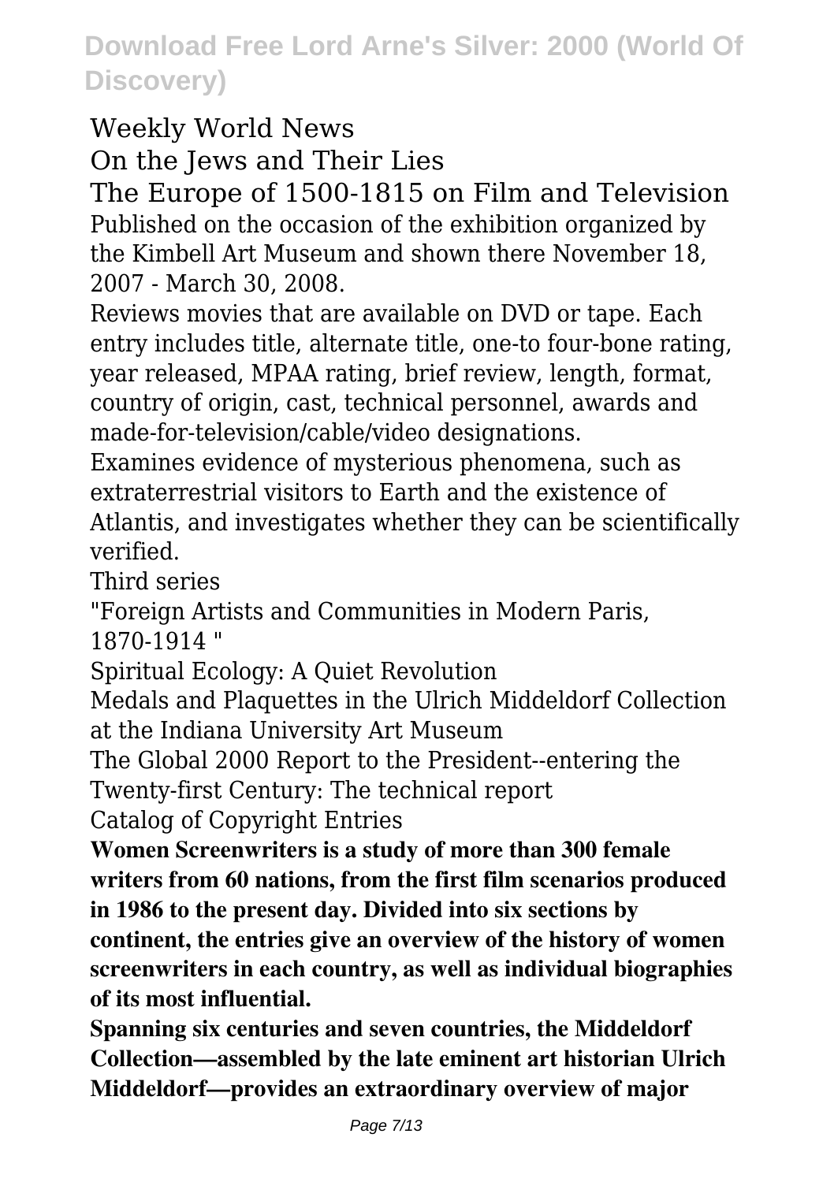Weekly World News

On the Jews and Their Lies

The Europe of 1500-1815 on Film and Television

Published on the occasion of the exhibition organized by the Kimbell Art Museum and shown there November 18, 2007 - March 30, 2008.

Reviews movies that are available on DVD or tape. Each entry includes title, alternate title, one-to four-bone rating, year released, MPAA rating, brief review, length, format, country of origin, cast, technical personnel, awards and made-for-television/cable/video designations.

Examines evidence of mysterious phenomena, such as extraterrestrial visitors to Earth and the existence of Atlantis, and investigates whether they can be scientifically verified.

Third series

"Foreign Artists and Communities in Modern Paris, 1870-1914 "

Spiritual Ecology: A Quiet Revolution

Medals and Plaquettes in the Ulrich Middeldorf Collection at the Indiana University Art Museum

The Global 2000 Report to the President--entering the Twenty-first Century: The technical report

Catalog of Copyright Entries

**Women Screenwriters is a study of more than 300 female writers from 60 nations, from the first film scenarios produced in 1986 to the present day. Divided into six sections by continent, the entries give an overview of the history of women screenwriters in each country, as well as individual biographies of its most influential.**

**Spanning six centuries and seven countries, the Middeldorf Collection—assembled by the late eminent art historian Ulrich Middeldorf—provides an extraordinary overview of major**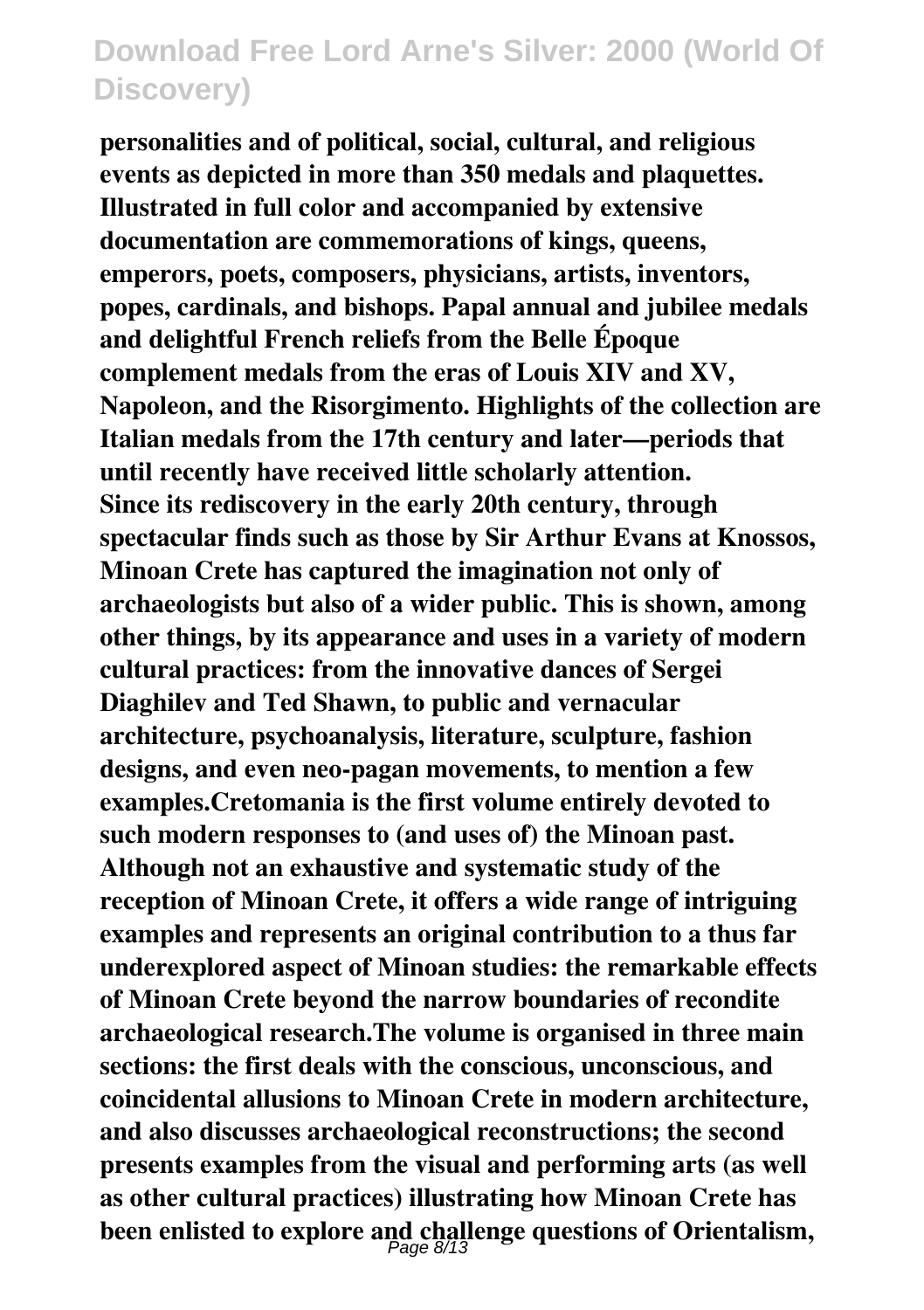personalities and of political, social, cultural, and religious events as depicted in more than 350 medals and plaquettes. Illustrated in full color and accompanied by extensive documentation are commemorations of kings, queens, emperors, poets, composers, physicians, artists, inventors, popes, cardinals, and bishops. Papal annual and jubilee medals and delightful French reliefs from the Belle Époque complement medals from the eras of Louis XIV and XV, Napoleon, and the Risorgimento. Highlights of the collection are Italian medals from the 17th century and later—periods that until recently have received little scholarly attention.

Since its rediscovery in the early 20th century, through spectacular finds such as those by Sir Arthur Evans at Knossos, Minoan Crete has captured the imagination not only of archaeologists but also of a wider public. This is shown, among other things, by its appearance and uses in a variety of modern cultural practices: from the innovative dances of Sergei Diaghilev and Ted Shawn, to public and vernacular architecture, psychoanalysis, literature, sculpture, fashion designs, and even neo-pagan movements, to mention a few examples.Cretomania is the first volume entirely devoted to such modern responses to (and uses of) the Minoan past. Although not an exhaustive and systematic study of the reception of Minoan Crete, it offers a wide range of intriguing examples and represents an original contribution to a thus far underexplored aspect of Minoan studies: the remarkable effects of Minoan Crete beyond the narrow boundaries of recondite archaeological research.The volume is organised in three main sections: the first deals with the conscious, unconscious, and coincidental allusions to Minoan Crete in modern architecture, and also discusses archaeological reconstructions; the second presents examples from the visual and performing arts (as well as other cultural practices) illustrating how Minoan Crete has been enlisted to explore and challenge questions of Orientalism,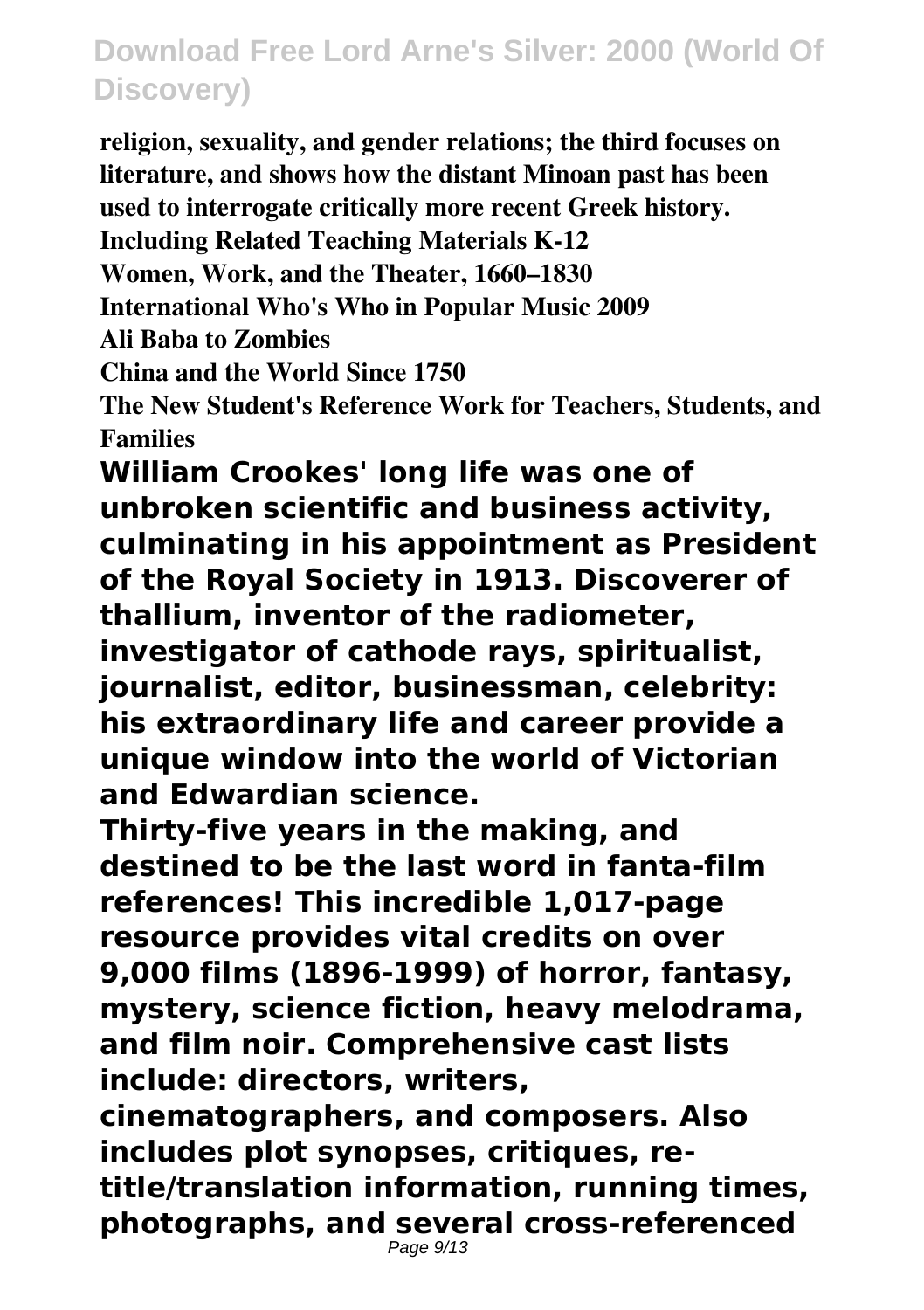**religion, sexuality, and gender relations; the third focuses on literature, and shows how the distant Minoan past has been used to interrogate critically more recent Greek history.**

**Including Related Teaching Materials K-12**

**Women, Work, and the Theater, 1660–1830**

**International Who's Who in Popular Music 2009**

**Ali Baba to Zombies**

**China and the World Since 1750**

**The New Student's Reference Work for Teachers, Students, and Families**

**William Crookes' long life was one of unbroken scientific and business activity, culminating in his appointment as President of the Royal Society in 1913. Discoverer of thallium, inventor of the radiometer, investigator of cathode rays, spiritualist, journalist, editor, businessman, celebrity: his extraordinary life and career provide a unique window into the world of Victorian and Edwardian science.**

**Thirty-five years in the making, and destined to be the last word in fanta-film references! This incredible 1,017-page resource provides vital credits on over 9,000 films (1896-1999) of horror, fantasy, mystery, science fiction, heavy melodrama, and film noir. Comprehensive cast lists include: directors, writers, cinematographers, and composers. Also includes plot synopses, critiques, re-title/translation information, running times, photographs, and several cross-referenced**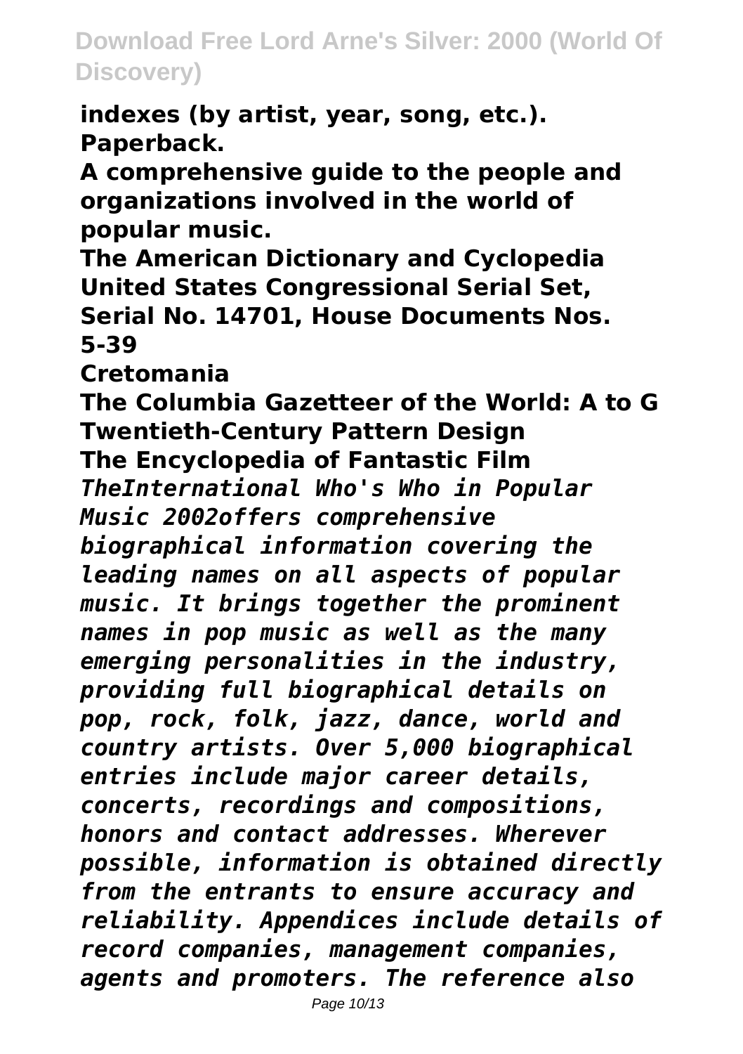**indexes (by artist, year, song, etc.). Paperback.**

**A comprehensive guide to the people and organizations involved in the world of popular music.**

**The American Dictionary and Cyclopedia**
**United States Congressional Serial Set, Serial No. 14701, House Documents Nos. 5-39**
**Cretomania**
**The Columbia Gazetteer of the World: A to G**
**Twentieth-Century Pattern Design**
**The Encyclopedia of Fantastic Film**

***TheInternational Who's Who in Popular Music 2002offers comprehensive biographical information covering the leading names on all aspects of popular music. It brings together the prominent names in pop music as well as the many emerging personalities in the industry, providing full biographical details on pop, rock, folk, jazz, dance, world and country artists. Over 5,000 biographical entries include major career details, concerts, recordings and compositions, honors and contact addresses. Wherever possible, information is obtained directly from the entrants to ensure accuracy and reliability. Appendices include details of record companies, management companies, agents and promoters. The reference also***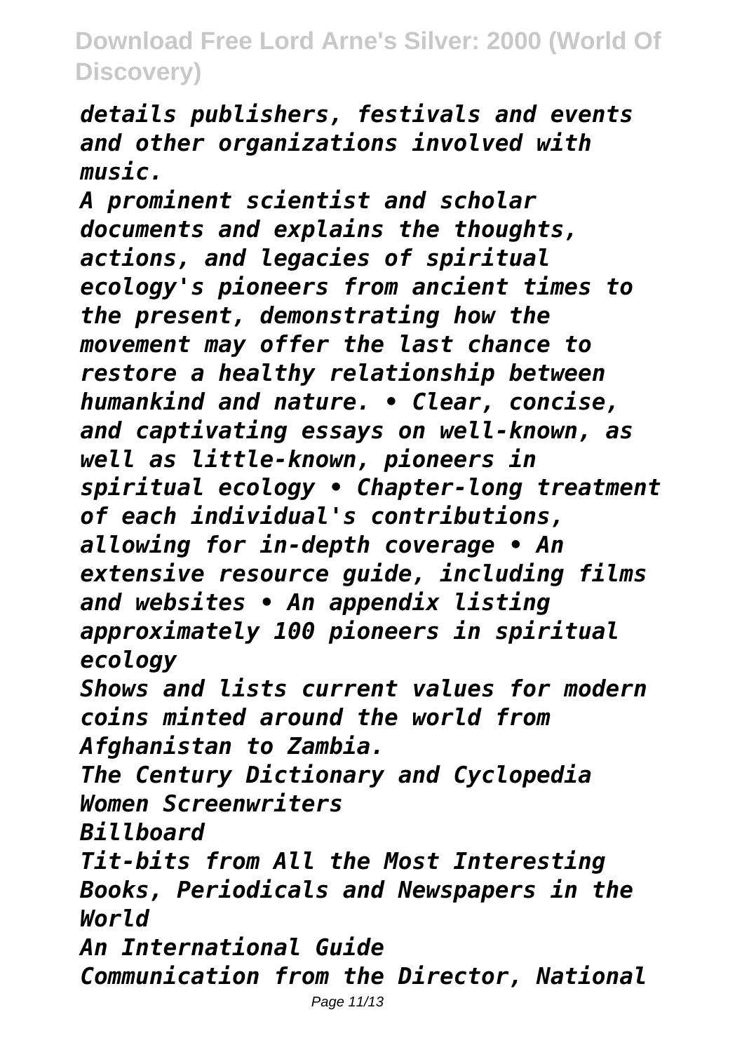*details publishers, festivals and events and other organizations involved with music.*

*A prominent scientist and scholar documents and explains the thoughts, actions, and legacies of spiritual ecology's pioneers from ancient times to the present, demonstrating how the movement may offer the last chance to restore a healthy relationship between humankind and nature. • Clear, concise, and captivating essays on well-known, as well as little-known, pioneers in spiritual ecology • Chapter-long treatment of each individual's contributions, allowing for in-depth coverage • An extensive resource guide, including films and websites • An appendix listing approximately 100 pioneers in spiritual ecology*

*Shows and lists current values for modern coins minted around the world from Afghanistan to Zambia.*

*The Century Dictionary and Cyclopedia*

*Women Screenwriters*

*Billboard*

*Tit-bits from All the Most Interesting Books, Periodicals and Newspapers in the World*

*An International Guide*

*Communication from the Director, National*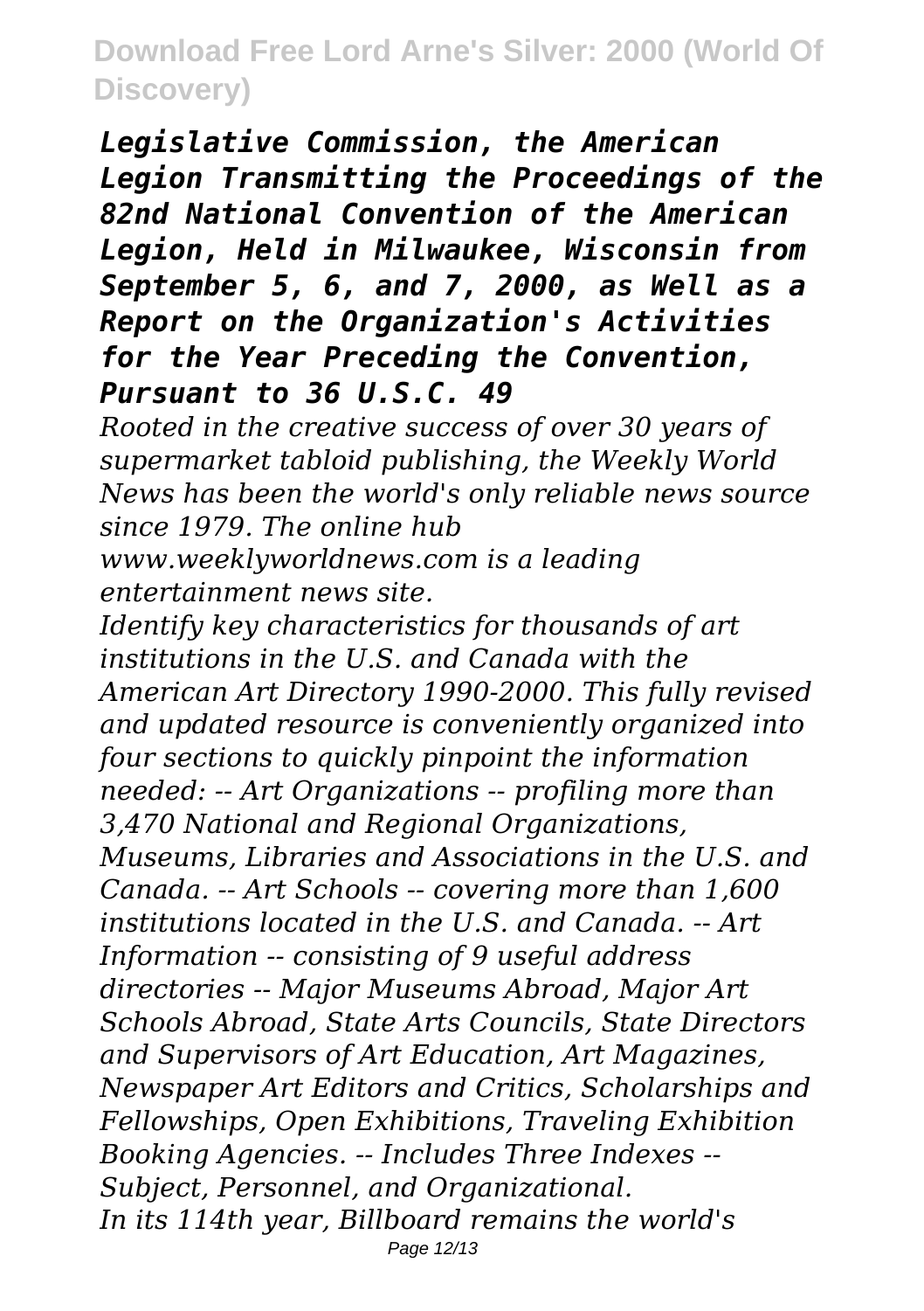*Legislative Commission, the American Legion Transmitting the Proceedings of the 82nd National Convention of the American Legion, Held in Milwaukee, Wisconsin from September 5, 6, and 7, 2000, as Well as a Report on the Organization's Activities for the Year Preceding the Convention, Pursuant to 36 U.S.C. 49*

*Rooted in the creative success of over 30 years of supermarket tabloid publishing, the Weekly World News has been the world's only reliable news source since 1979. The online hub www.weeklyworldnews.com is a leading entertainment news site.*

*Identify key characteristics for thousands of art institutions in the U.S. and Canada with the American Art Directory 1990-2000. This fully revised and updated resource is conveniently organized into four sections to quickly pinpoint the information needed: -- Art Organizations -- profiling more than 3,470 National and Regional Organizations, Museums, Libraries and Associations in the U.S. and Canada. -- Art Schools -- covering more than 1,600 institutions located in the U.S. and Canada. -- Art Information -- consisting of 9 useful address directories -- Major Museums Abroad, Major Art Schools Abroad, State Arts Councils, State Directors and Supervisors of Art Education, Art Magazines, Newspaper Art Editors and Critics, Scholarships and Fellowships, Open Exhibitions, Traveling Exhibition Booking Agencies. -- Includes Three Indexes -- Subject, Personnel, and Organizational.*

*In its 114th year, Billboard remains the world's*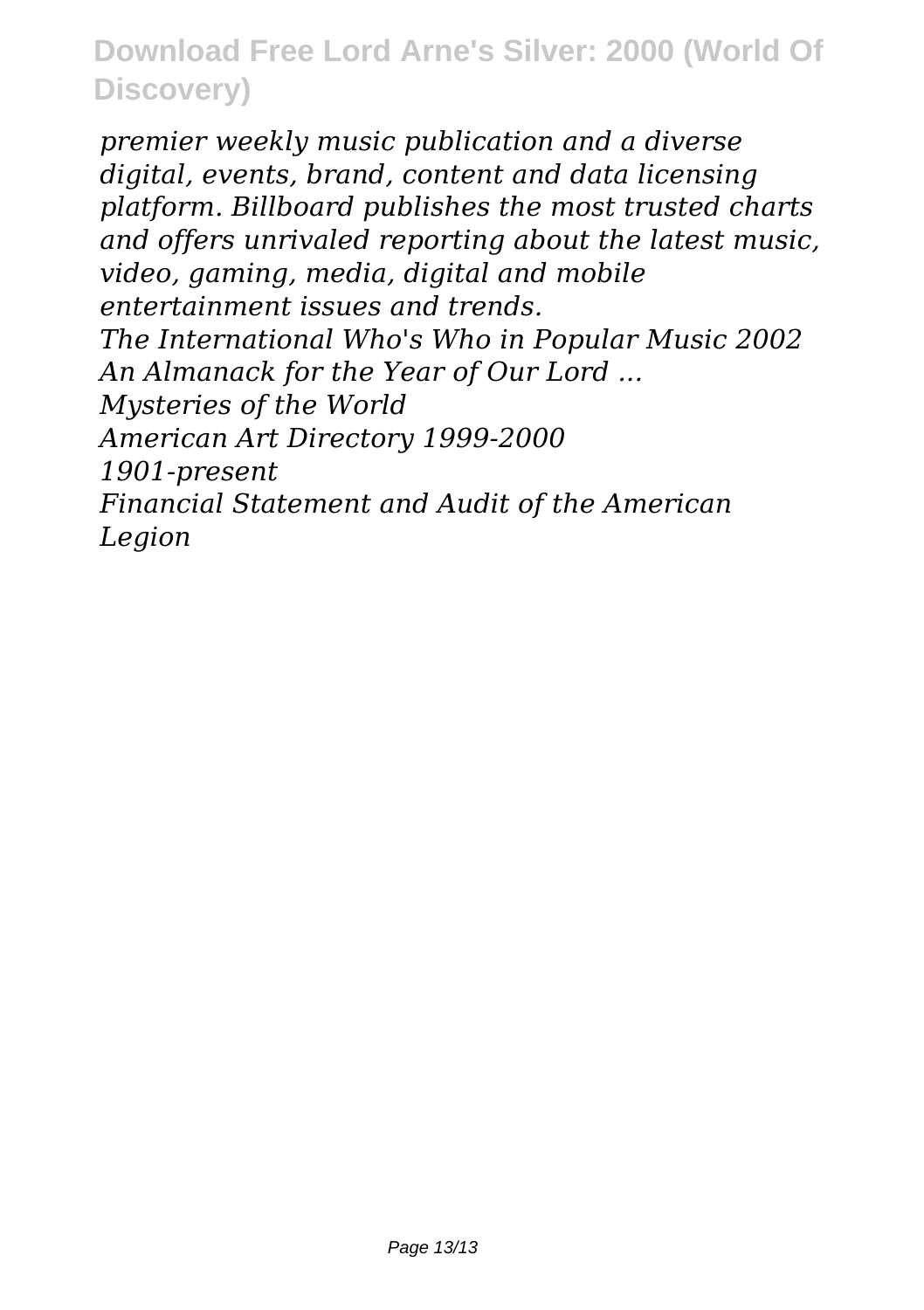*premier weekly music publication and a diverse digital, events, brand, content and data licensing platform. Billboard publishes the most trusted charts and offers unrivaled reporting about the latest music, video, gaming, media, digital and mobile entertainment issues and trends.*

*The International Who's Who in Popular Music 2002*

*An Almanack for the Year of Our Lord ...*

*Mysteries of the World*

*American Art Directory 1999-2000*

*1901-present*

*Financial Statement and Audit of the American Legion*